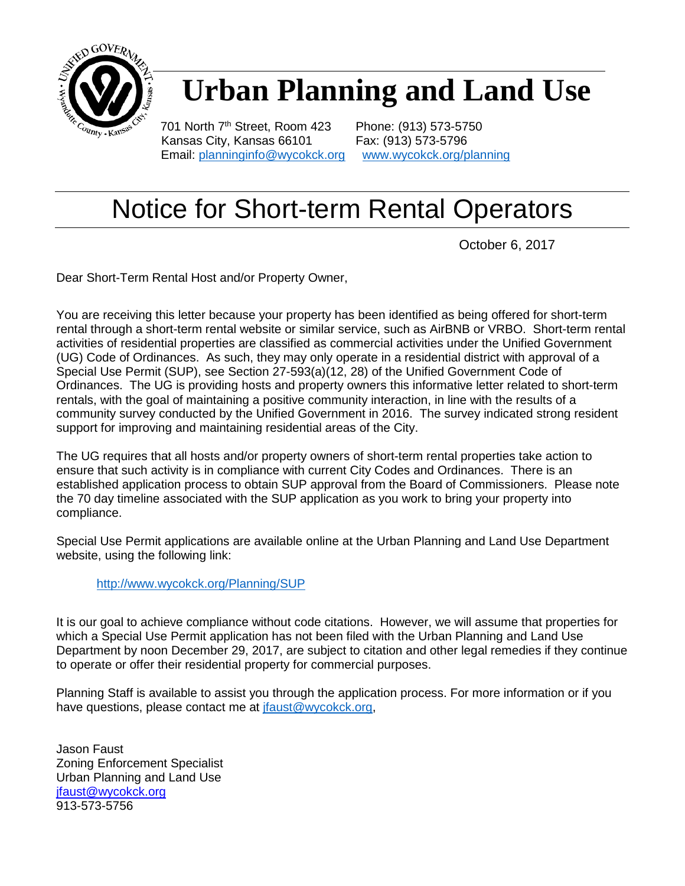# Urban Planning and Land Use

701 North 7th Street, Room 423  
Kansas City, Kansas 66101  
Email: planninginfo@wycokck.org

Phone: (913) 573-5750  
Fax: (913) 573-5796  
www.wycokck.org/planning

## Notice for Short-term Rental Operators

October 6, 2017

Dear Short-Term Rental Host and/or Property Owner,

You are receiving this letter because your property has been identified as being offered for short-term rental through a short-term rental website or similar service, such as AirBNB or VRBO. Short-term rental activities of residential properties are classified as commercial activities under the Unified Government (UG) Code of Ordinances. As such, they may only operate in a residential district with approval of a Special Use Permit (SUP), see Section 27-593(a)(12, 28) of the Unified Government Code of Ordinances. The UG is providing hosts and property owners this informative letter related to short-term rentals, with the goal of maintaining a positive community interaction, in line with the results of a community survey conducted by the Unified Government in 2016. The survey indicated strong resident support for improving and maintaining residential areas of the City.

The UG requires that all hosts and/or property owners of short-term rental properties take action to ensure that such activity is in compliance with current City Codes and Ordinances. There is an established application process to obtain SUP approval from the Board of Commissioners. Please note the 70 day timeline associated with the SUP application as you work to bring your property into compliance.

Special Use Permit applications are available online at the Urban Planning and Land Use Department website, using the following link:

http://www.wycokck.org/Planning/SUP

It is our goal to achieve compliance without code citations. However, we will assume that properties for which a Special Use Permit application has not been filed with the Urban Planning and Land Use Department by noon December 29, 2017, are subject to citation and other legal remedies if they continue to operate or offer their residential property for commercial purposes.

Planning Staff is available to assist you through the application process. For more information or if you have questions, please contact me at jfaust@wycokck.org,

Jason Faust  
Zoning Enforcement Specialist  
Urban Planning and Land Use  
jfaust@wycokck.org  
913-573-5756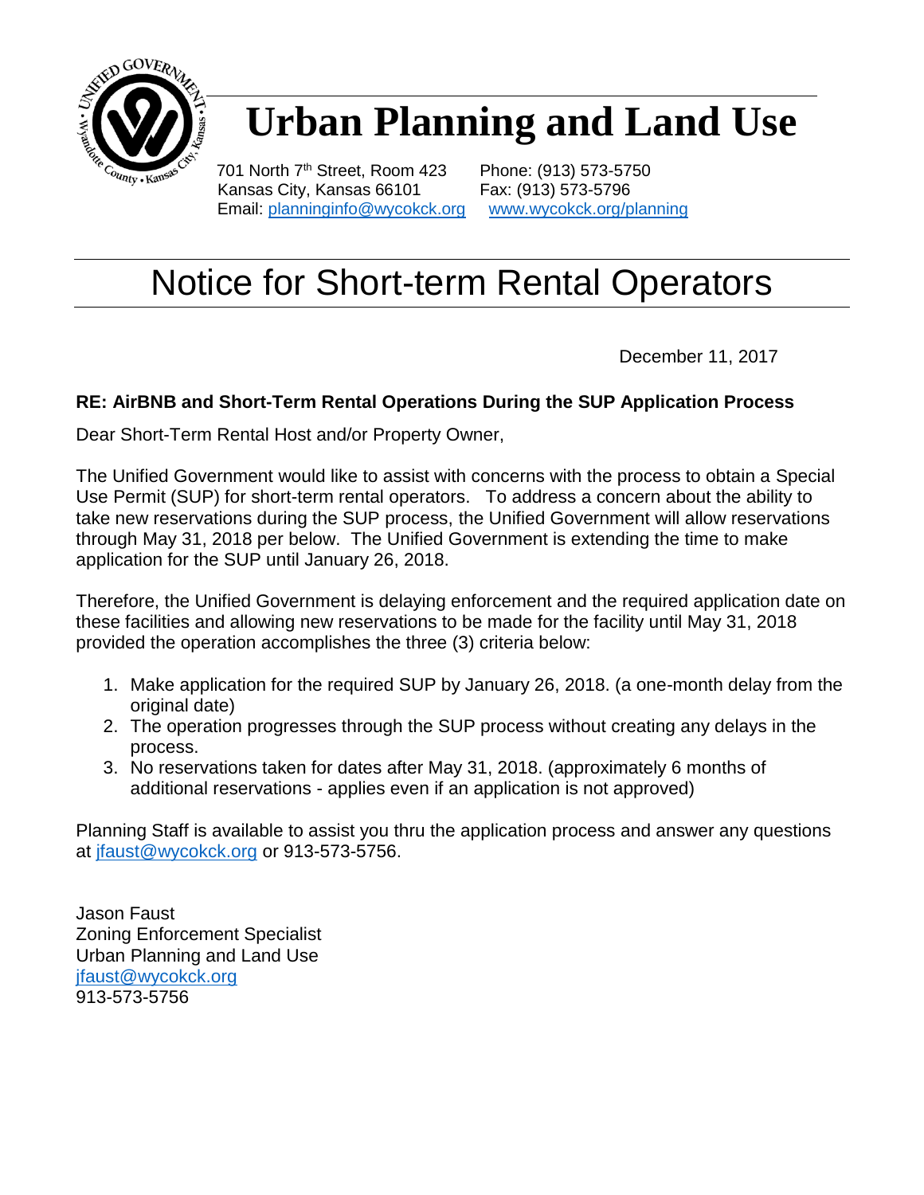# Urban Planning and Land Use

701 North 7th Street, Room 423
Kansas City, Kansas 66101
Email: planninginfo@wycokck.org

Phone: (913) 573-5750
Fax: (913) 573-5796
www.wycokck.org/planning

## Notice for Short-term Rental Operators

December 11, 2017

**RE: AirBNB and Short-Term Rental Operations During the SUP Application Process**

Dear Short-Term Rental Host and/or Property Owner,

The Unified Government would like to assist with concerns with the process to obtain a Special Use Permit (SUP) for short-term rental operators. To address a concern about the ability to take new reservations during the SUP process, the Unified Government will allow reservations through May 31, 2018 per below. The Unified Government is extending the time to make application for the SUP until January 26, 2018.

Therefore, the Unified Government is delaying enforcement and the required application date on these facilities and allowing new reservations to be made for the facility until May 31, 2018 provided the operation accomplishes the three (3) criteria below:

1. Make application for the required SUP by January 26, 2018. (a one-month delay from the original date)
2. The operation progresses through the SUP process without creating any delays in the process.
3. No reservations taken for dates after May 31, 2018. (approximately 6 months of additional reservations - applies even if an application is not approved)

Planning Staff is available to assist you thru the application process and answer any questions at jfaust@wycokck.org or 913-573-5756.

Jason Faust
Zoning Enforcement Specialist
Urban Planning and Land Use
jfaust@wycokck.org
913-573-5756